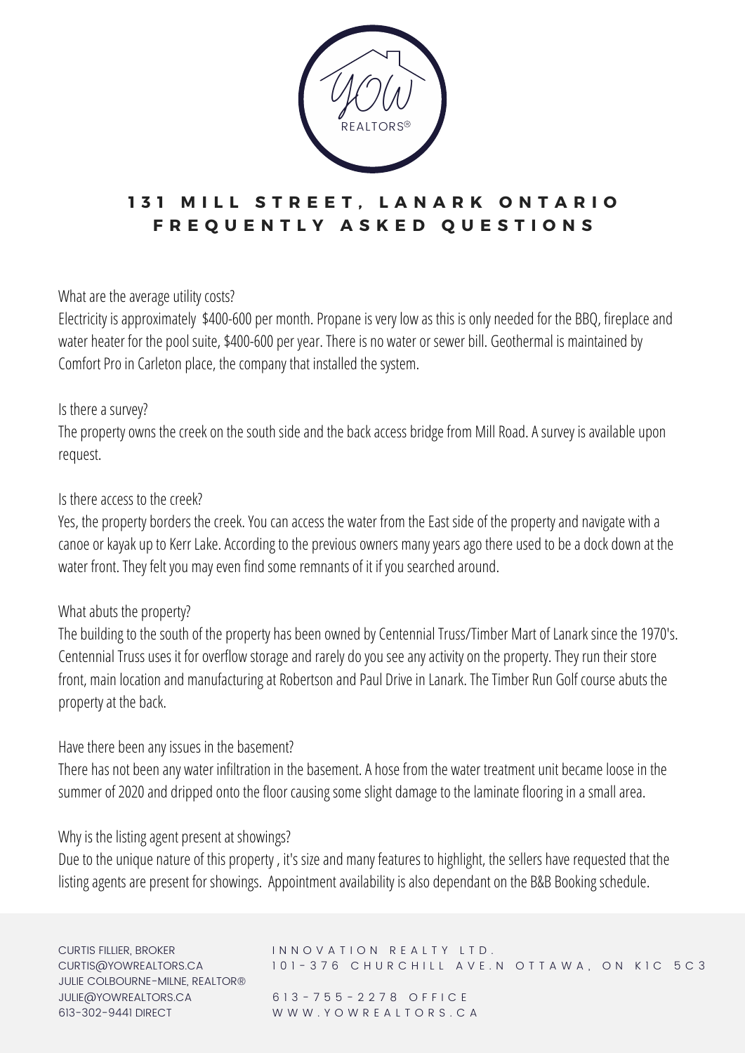YOW REALTORS®

# 131 MILL STREET, LANARK ONTARIO FREQUENTLY ASKED QUESTIONS

What are the average utility costs?

Electricity is approximately $400-600 per month. Propane is very low as this is only needed for the BBQ, fireplace and water heater for the pool suite, $400-600 per year. There is no water or sewer bill. Geothermal is maintained by Comfort Pro in Carleton place, the company that installed the system.

Is there a survey?

The property owns the creek on the south side and the back access bridge from Mill Road. A survey is available upon request.

Is there access to the creek?

Yes, the property borders the creek. You can access the water from the East side of the property and navigate with a canoe or kayak up to Kerr Lake. According to the previous owners many years ago there used to be a dock down at the water front. They felt you may even find some remnants of it if you searched around.

What abuts the property?

The building to the south of the property has been owned by Centennial Truss/Timber Mart of Lanark since the 1970's. Centennial Truss uses it for overflow storage and rarely do you see any activity on the property. They run their store front, main location and manufacturing at Robertson and Paul Drive in Lanark. The Timber Run Golf course abuts the property at the back.

Have there been any issues in the basement?

There has not been any water infiltration in the basement. A hose from the water treatment unit became loose in the summer of 2020 and dripped onto the floor causing some slight damage to the laminate flooring in a small area.

Why is the listing agent present at showings?

Due to the unique nature of this property , it's size and many features to highlight, the sellers have requested that the listing agents are present for showings. Appointment availability is also dependant on the B&B Booking schedule.

CURTIS FILLIER, BROKER
CURTIS@YOWREALTORS.CA
JULIE COLBOURNE-MILNE, REALTOR®
JULIE@YOWREALTORS.CA
613-302-9441 DIRECT

INNOVATION REALTY LTD.
101-376 CHURCHILL AVE.N OTTAWA, ON K1C 5C3

613-755-2278 OFFICE
WWW.YOWREALTORS.CA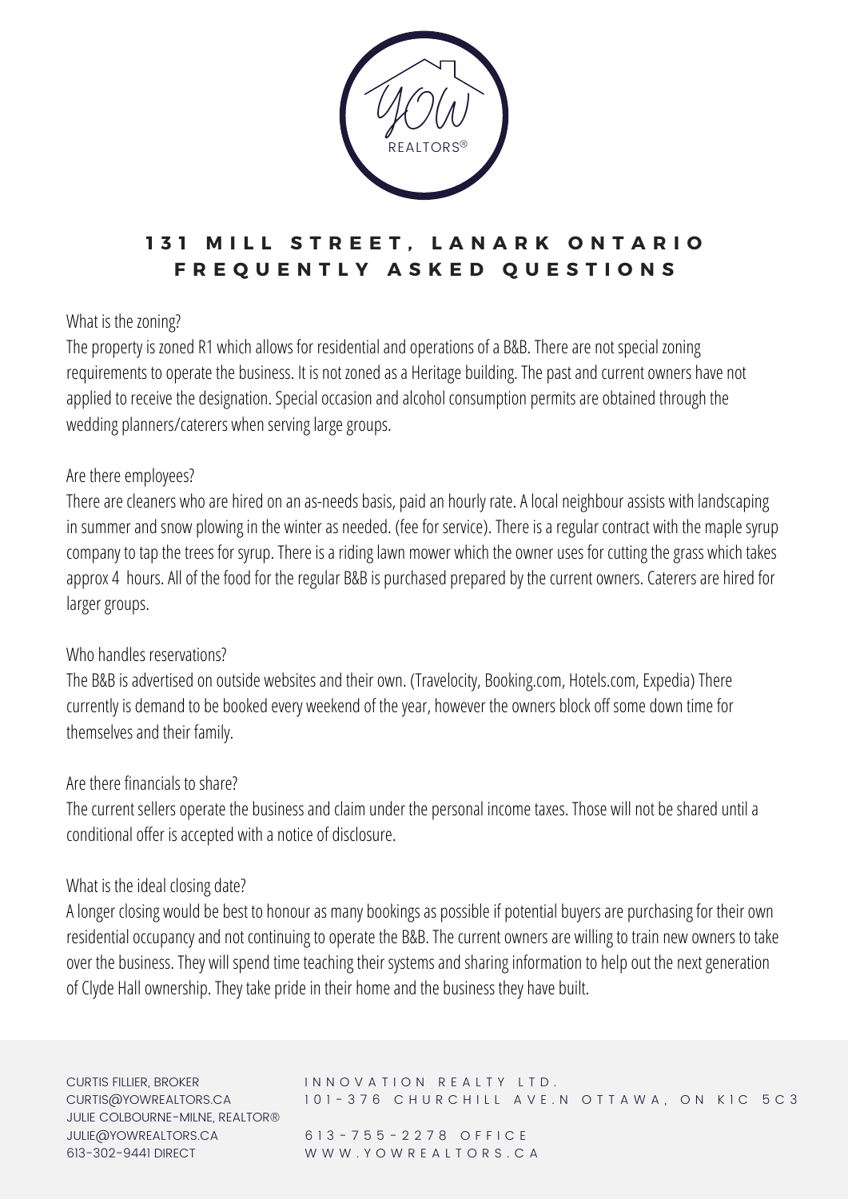YOW REALTORS®

# 131 MILL STREET, LANARK ONTARIO FREQUENTLY ASKED QUESTIONS

What is the zoning?

The property is zoned R1 which allows for residential and operations of a B&B. There are not special zoning requirements to operate the business. It is not zoned as a Heritage building. The past and current owners have not applied to receive the designation. Special occasion and alcohol consumption permits are obtained through the wedding planners/caterers when serving large groups.

Are there employees?

There are cleaners who are hired on an as-needs basis, paid an hourly rate. A local neighbour assists with landscaping in summer and snow plowing in the winter as needed. (fee for service). There is a regular contract with the maple syrup company to tap the trees for syrup. There is a riding lawn mower which the owner uses for cutting the grass which takes approx 4 hours. All of the food for the regular B&B is purchased prepared by the current owners. Caterers are hired for larger groups.

Who handles reservations?

The B&B is advertised on outside websites and their own. (Travelocity, Booking.com, Hotels.com, Expedia) There currently is demand to be booked every weekend of the year, however the owners block off some down time for themselves and their family.

Are there financials to share?

The current sellers operate the business and claim under the personal income taxes. Those will not be shared until a conditional offer is accepted with a notice of disclosure.

What is the ideal closing date?

A longer closing would be best to honour as many bookings as possible if potential buyers are purchasing for their own residential occupancy and not continuing to operate the B&B. The current owners are willing to train new owners to take over the business. They will spend time teaching their systems and sharing information to help out the next generation of Clyde Hall ownership. They take pride in their home and the business they have built.

CURTIS FILLIER, BROKER
CURTIS@YOWREALTORS.CA
JULIE COLBOURNE-MILNE, REALTOR®
JULIE@YOWREALTORS.CA
613-302-9441 DIRECT

INNOVATION REALTY LTD.
101-376 CHURCHILL AVE.N OTTAWA, ON K1C 5C3

613-755-2278 OFFICE
WWW.YOWREALTORS.CA